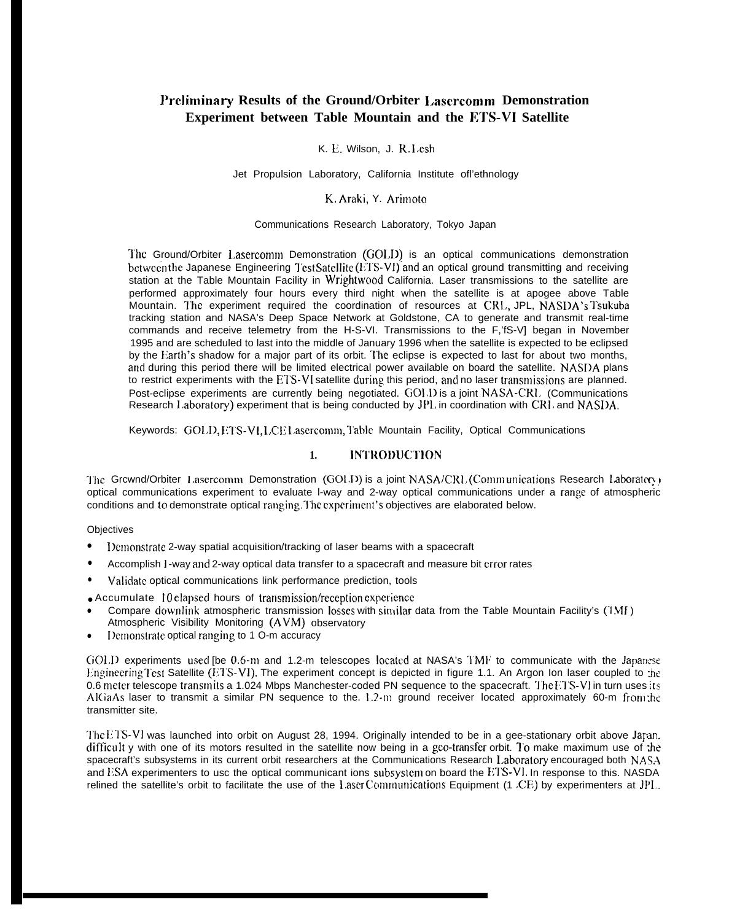# Preliminary Results of the Ground/Orbiter Lasercomm Demonstration Experiment between Table Mountain and the ETS-VI Satellite

K. E. Wilson, J. R. Lesh

Jet Propulsion Laboratory, California Institute of Technology

K. Araki, Y. Arimoto

Communications Research Laboratory, Tokyo Japan

The Ground/Orbiter Lasercomm Demonstration (GOLD) is an optical communications demonstration between the Japanese Engineering Test Satellite (ETS-VI) and an optical ground transmitting and receiving station at the Table Mountain Facility in Wrightwood California. Laser transmissions to the satellite are performed approximately four hours every third night when the satellite is at apogee above Table Mountain. The experiment required the coordination of resources at CRL, JPL, NASDA's Tsukuba tracking station and NASA's Deep Space Network at Goldstone, CA to generate and transmit real-time commands and receive telemetry from the ETS-VI. Transmissions to the ETS-VI began in November 1995 and are scheduled to last into the middle of January 1996 when the satellite is expected to be eclipsed by the Earth's shadow for a major part of its orbit. The eclipse is expected to last for about two months, and during this period there will be limited electrical power available on board the satellite. NASDA plans to restrict experiments with the ETS-VI satellite during this period, and no laser transmissions are planned. Post-eclipse experiments are currently being negotiated. GOLD is a joint NASA-CRL (Communications Research Laboratory) experiment that is being conducted by JPL in coordination with CRL and NASDA.

Keywords: GOLD, ETS-VI, LCE Lasercomm, Table Mountain Facility, Optical Communications

## 1. INTRODUCTION

The Ground/Orbiter Lasercomm Demonstration (GOLD) is a joint NASA/CRL (Communications Research Laboratory) optical communications experiment to evaluate 1-way and 2-way optical communications under a range of atmospheric conditions and to demonstrate optical ranging. The experiment's objectives are elaborated below.

Objectives

- Demonstrate 2-way spatial acquisition/tracking of laser beams with a spacecraft
- Accomplish 1-way and 2-way optical data transfer to a spacecraft and measure bit error rates
- Validate optical communications link performance prediction, tools
- Accumulate 10 elapsed hours of transmission/reception experience
- Compare downlink atmospheric transmission losses with similar data from the Table Mountain Facility's (TMF) Atmospheric Visibility Monitoring (AVM) observatory
- Demonstrate optical ranging to 1 O-m accuracy

GOLD experiments used [be 0.6-m and 1.2-m telescopes located at NASA's TMF to communicate with the Japanese Engineering Test Satellite (ETS-VI). The experiment concept is depicted in figure 1.1. An Argon Ion laser coupled to the 0.6 meter telescope transmits a 1.024 Mbps Manchester-coded PN sequence to the spacecraft. The ETS-VI in turn uses its AlGaAs laser to transmit a similar PN sequence to the. 1.2-m ground receiver located approximately 60-m from the transmitter site.

The ETS-VI was launched into orbit on August 28, 1994. Originally intended to be in a gee-stationary orbit above Japan, difficult y with one of its motors resulted in the satellite now being in a geo-transfer orbit. To make maximum use of the spacecraft's subsystems in its current orbit researchers at the Communications Research Laboratory encouraged both NASA and ESA experimenters to usc the optical communicant ions subsystem on board the ETS-VI. In response to this. NASDA relined the satellite's orbit to facilitate the use of the Laser Communications Equipment (LCE) by experimenters at JPL.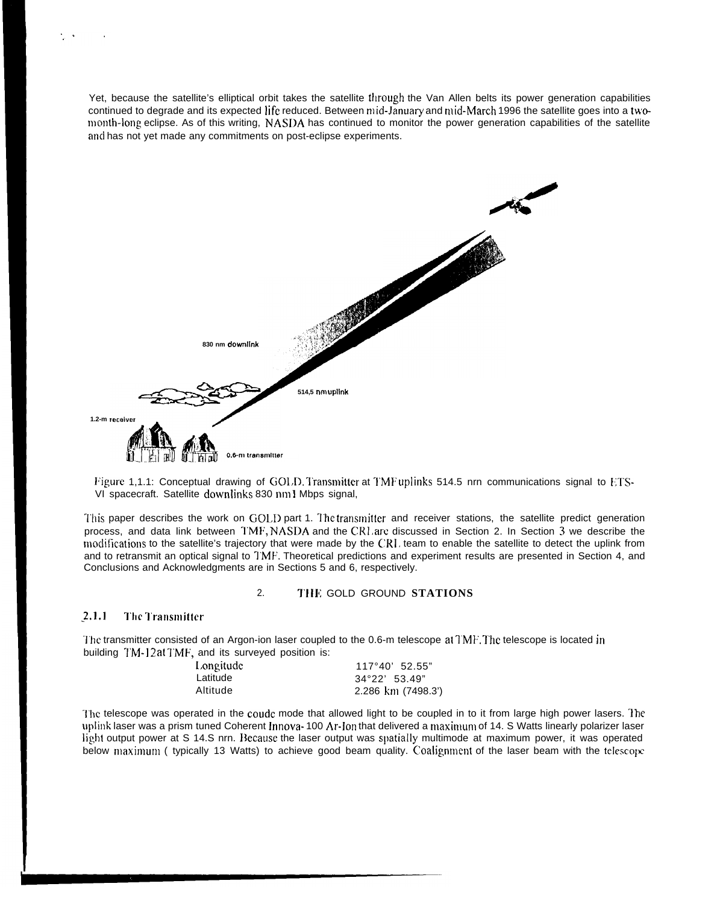Yet, because the satellite's elliptical orbit takes the satellite through the Van Allen belts its power generation capabilities continued to degrade and its expected life reduced. Between mid-January and mid-March 1996 the satellite goes into a two-month-long eclipse. As of this writing, NASDA has continued to monitor the power generation capabilities of the satellite and has not yet made any commitments on post-eclipse experiments.

Figure 1,1.1: Conceptual drawing of GOLD. Transmitter at TMF uplinks 514.5 nrn communications signal to ETS-VI spacecraft. Satellite downlinks 830 nm 1 Mbps signal,

This paper describes the work on GOLD part 1. The transmitter and receiver stations, the satellite predict generation process, and data link between TMF, NASDA and the CRL are discussed in Section 2. In Section 3 we describe the modifications to the satellite's trajectory that were made by the CRL team to enable the satellite to detect the uplink from and to retransmit an optical signal to TMF. Theoretical predictions and experiment results are presented in Section 4, and Conclusions and Acknowledgments are in Sections 5 and 6, respectively.

## 2. THE GOLD GROUND STATIONS

### 2.1.1 The Transmitter

The transmitter consisted of an Argon-ion laser coupled to the 0.6-m telescope at TMF. The telescope is located in building TM-12 at TMF, and its surveyed position is:

| | |
|---|---|
| Longitude | 117°40' 52.55" |
| Latitude | 34°22' 53.49" |
| Altitude | 2.286 km (7498.3') |

The telescope was operated in the coude mode that allowed light to be coupled in to it from large high power lasers. The uplink laser was a prism tuned Coherent Innova-100 Ar-Ion that delivered a maximum of 14. S Watts linearly polarizer laser light output power at S 14.S nrn. Because the laser output was spatially multimode at maximum power, it was operated below maximum ( typically 13 Watts) to achieve good beam quality. Coalignment of the laser beam with the telescope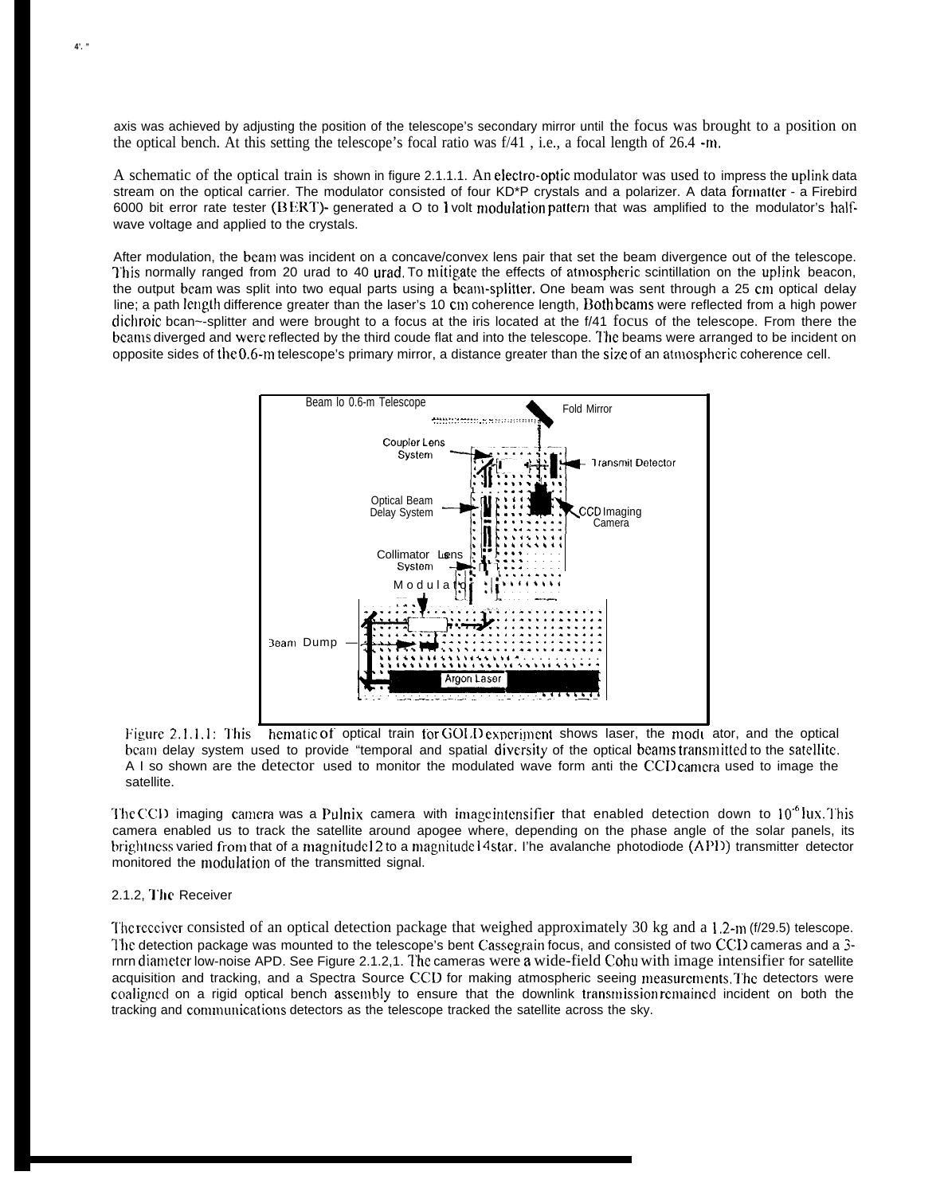axis was achieved by adjusting the position of the telescope's secondary mirror until the focus was brought to a position on the optical bench. At this setting the telescope's focal ratio was f/41 , i.e., a focal length of 26.4 -m.

A schematic of the optical train is shown in figure 2.1.1.1. An electro-optic modulator was used to impress the uplink data stream on the optical carrier. The modulator consisted of four KD*P crystals and a polarizer. A data formatter - a Firebird 6000 bit error rate tester (BERT)- generated a 0 to 1 volt modulation pattern that was amplified to the modulator's half-wave voltage and applied to the crystals.

After modulation, the beam was incident on a concave/convex lens pair that set the beam divergence out of the telescope. This normally ranged from 20 urad to 40 urad. To mitigate the effects of atmospheric scintillation on the uplink beacon, the output beam was split into two equal parts using a beam-splitter. One beam was sent through a 25 cm optical delay line; a path length difference greater than the laser's 10 cm coherence length. Both beams were reflected from a high power dichroic bcan~-splitter and were brought to a focus at the iris located at the f/41 focus of the telescope. From there the beams diverged and were reflected by the third coude flat and into the telescope. The beams were arranged to be incident on opposite sides of the 0.6-m telescope's primary mirror, a distance greater than the size of an atmospheric coherence cell.

Beam to 0.6-m Telescope | Fold Mirror | Coupler Lens System | Transmit Detector | Optical Beam Delay System | CCD Imaging Camera | Collimator Lens System | Modulator | Beam Dump | Argon Laser

Figure 2.1.1.1: This schematic of optical train for GOLD experiment shows laser, the modulator, and the optical beam delay system used to provide "temporal and spatial diversity of the optical beams transmitted to the satellite. Also shown are the detector used to monitor the modulated wave form and the CCD camera used to image the satellite.

The CCD imaging camera was a Pulnix camera with image intensifier that enabled detection down to $10^{-6}$ lux. This camera enabled us to track the satellite around apogee where, depending on the phase angle of the solar panels, its brightness varied from that of a magnitude 12 to a magnitude 14 star. The avalanche photodiode (APD) transmitter detector monitored the modulation of the transmitted signal.

2.1.2, The Receiver

The receiver consisted of an optical detection package that weighed approximately 30 kg and a 1.2-m (f/29.5) telescope. The detection package was mounted to the telescope's bent Cassegrain focus, and consisted of two CCD cameras and a 3-mm diameter low-noise APD. See Figure 2.1.2,1. The cameras were a wide-field Cohu with image intensifier for satellite acquisition and tracking, and a Spectra Source CCD for making atmospheric seeing measurements. The detectors were coaligned on a rigid optical bench assembly to ensure that the downlink transmission remained incident on both the tracking and communications detectors as the telescope tracked the satellite across the sky.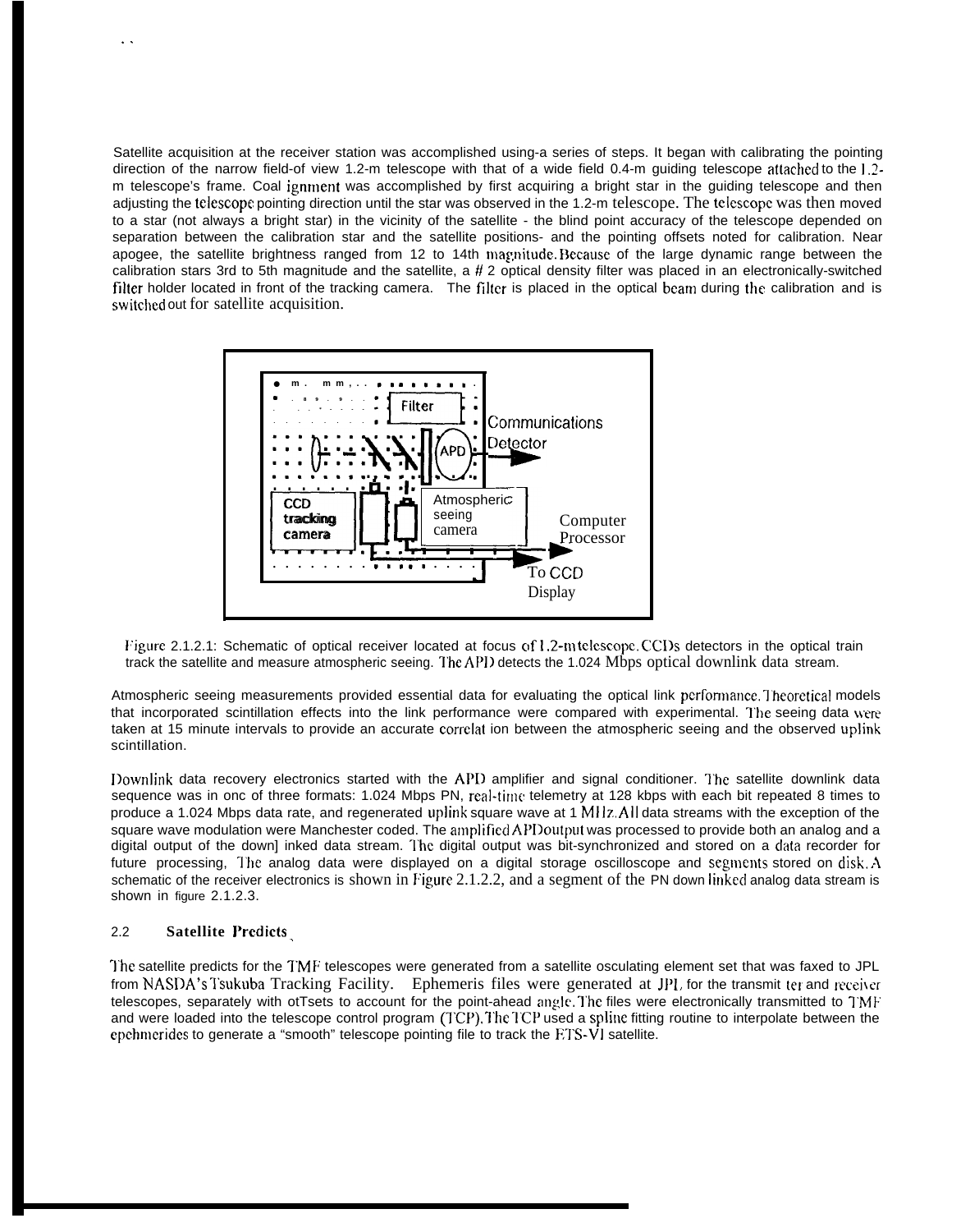Satellite acquisition at the receiver station was accomplished using-a series of steps. It began with calibrating the pointing direction of the narrow field-of view 1.2-m telescope with that of a wide field 0.4-m guiding telescope attached to the 1.2-m telescope's frame. Coalignment was accomplished by first acquiring a bright star in the guiding telescope and then adjusting the telescope pointing direction until the star was observed in the 1.2-m telescope. The telescope was then moved to a star (not always a bright star) in the vicinity of the satellite - the blind point accuracy of the telescope depended on separation between the calibration star and the satellite positions- and the pointing offsets noted for calibration. Near apogee, the satellite brightness ranged from 12 to 14th magnitude. Because of the large dynamic range between the calibration stars 3rd to 5th magnitude and the satellite, a # 2 optical density filter was placed in an electronically-switched filter holder located in front of the tracking camera. The filter is placed in the optical beam during the calibration and is switched out for satellite acquisition.

Figure 2.1.2.1: Schematic of optical receiver located at focus of 1.2-m telescope. CCDs detectors in the optical train track the satellite and measure atmospheric seeing. The APD detects the 1.024 Mbps optical downlink data stream.

Atmospheric seeing measurements provided essential data for evaluating the optical link performance. Theoretical models that incorporated scintillation effects into the link performance were compared with experimental. The seeing data were taken at 15 minute intervals to provide an accurate correlation between the atmospheric seeing and the observed uplink scintillation.

Downlink data recovery electronics started with the APD amplifier and signal conditioner. The satellite downlink data sequence was in one of three formats: 1.024 Mbps PN, real-time telemetry at 128 kbps with each bit repeated 8 times to produce a 1.024 Mbps data rate, and regenerated uplink square wave at 1 MHz. All data streams with the exception of the square wave modulation were Manchester coded. The amplified APD output was processed to provide both an analog and a digital output of the downlinked data stream. The digital output was bit-synchronized and stored on a data recorder for future processing, The analog data were displayed on a digital storage oscilloscope and segments stored on disk. A schematic of the receiver electronics is shown in Figure 2.1.2.2, and a segment of the PN down linked analog data stream is shown in figure 2.1.2.3.

## 2.2 Satellite Predicts

The satellite predicts for the TMF telescopes were generated from a satellite osculating element set that was faxed to JPL from NASDA's Tsukuba Tracking Facility. Ephemeris files were generated at JPL for the transmitter and receiver telescopes, separately with offsets to account for the point-ahead angle. The files were electronically transmitted to TMF and were loaded into the telescope control program (TCP). The TCP used a spline fitting routine to interpolate between the ephemerides to generate a "smooth" telescope pointing file to track the ETS-VI satellite.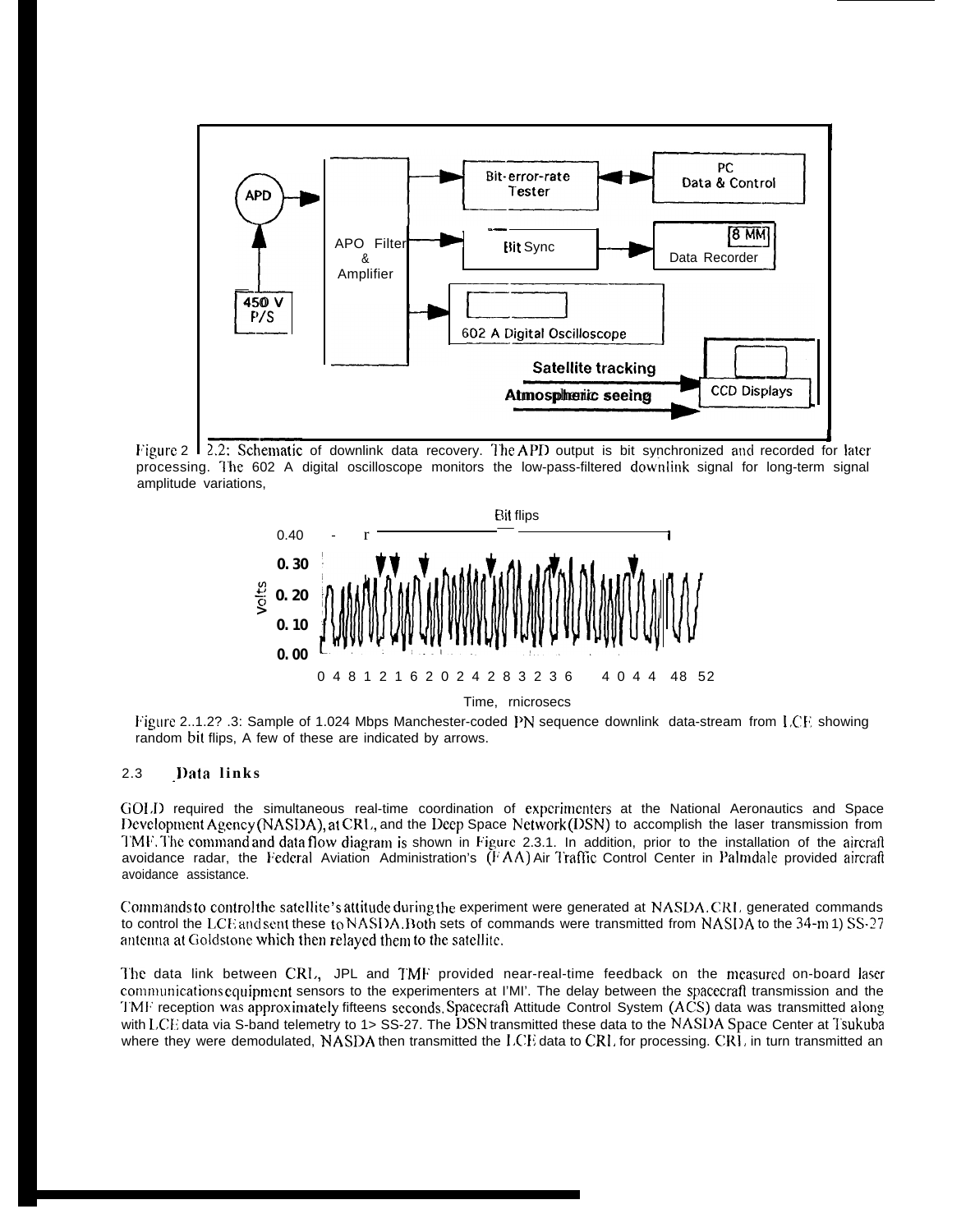Figure 2.2.2: Schematic of downlink data recovery. The APD output is bit synchronized and recorded for later processing. The 602 A digital oscilloscope monitors the low-pass-filtered downlink signal for long-term signal amplitude variations,

Figure 2.1.2?.3: Sample of 1.024 Mbps Manchester-coded PN sequence downlink data-stream from LCE showing random bit flips, A few of these are indicated by arrows.

## 2.3 Data links

GOLD required the simultaneous real-time coordination of experimenters at the National Aeronautics and Space Development Agency (NASDA), at CRL, and the Deep Space Network (DSN) to accomplish the laser transmission from TMF. The command and data flow diagram is shown in Figure 2.3.1. In addition, prior to the installation of the aircraft avoidance radar, the Federal Aviation Administration's (FAA) Air Traffic Control Center in Palmdale provided aircraft avoidance assistance.

Commands to control the satellite's attitude during the experiment were generated at NASDA. CRL generated commands to control the LCE and sent these to NASDA. Both sets of commands were transmitted from NASDA to the 34-m 1) SS-27 antenna at Goldstone which then relayed them to the satellite.

The data link between CRL, JPL and TMF provided near-real-time feedback on the measured on-board laser communications equipment sensors to the experimenters at I'MI'. The delay between the spacecraft transmission and the TMF reception was approximately fifteens seconds. Spacecraft Attitude Control System (ACS) data was transmitted along with LCE data via S-band telemetry to 1> SS-27. The DSN transmitted these data to the NASDA Space Center at Tsukuba where they were demodulated, NASDA then transmitted the LCE data to CRL for processing. CRL in turn transmitted an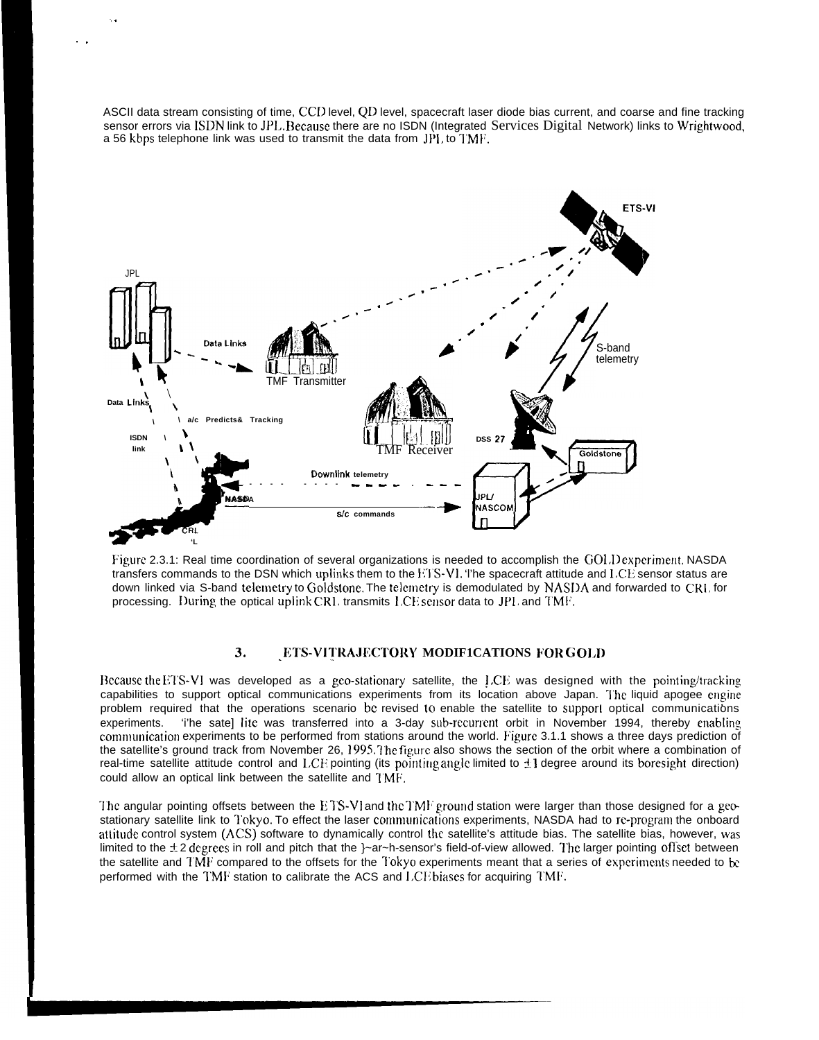ASCII data stream consisting of time, CCD level, QD level, spacecraft laser diode bias current, and coarse and fine tracking sensor errors via ISDN link to JPL. Because there are no ISDN (Integrated Services Digital Network) links to Wrightwood, a 56 kbps telephone link was used to transmit the data from JPL to TMF.

Figure 2.3.1: Real time coordination of several organizations is needed to accomplish the GOLD experiment. NASDA transfers commands to the DSN which uplinks them to the ETS-VI. The spacecraft attitude and LCE sensor status are down linked via S-band telemetry to Goldstone. The telemetry is demodulated by NASDA and forwarded to CRL for processing. During the optical uplink CRL transmits LCE sensor data to JPL and TMF.

## 3. ETS-VI TRAJECTORY MODIFICATIONS FOR GOLD

Because the ETS-VI was developed as a geo-stationary satellite, the LCE was designed with the pointing/tracking capabilities to support optical communications experiments from its location above Japan. The liquid apogee engine problem required that the operations scenario be revised to enable the satellite to support optical communications experiments. The satellite was transferred into a 3-day sub-recurrent orbit in November 1994, thereby enabling communication experiments to be performed from stations around the world. Figure 3.1.1 shows a three days prediction of the satellite's ground track from November 26, 1995. The figure also shows the section of the orbit where a combination of real-time satellite attitude control and LCE pointing (its pointing angle limited to ±1 degree around its boresight direction) could allow an optical link between the satellite and TMF.

The angular pointing offsets between the ETS-VI and the TMF ground station were larger than those designed for a geo-stationary satellite link to Tokyo. To effect the laser communications experiments, NASDA had to re-program the onboard attitude control system (ACS) software to dynamically control the satellite's attitude bias. The satellite bias, however, was limited to the ±2 degrees in roll and pitch that the Earth-sensor's field-of-view allowed. The larger pointing offset between the satellite and TMF compared to the offsets for the Tokyo experiments meant that a series of experiments needed to be performed with the TMF station to calibrate the ACS and LCE biases for acquiring TMF.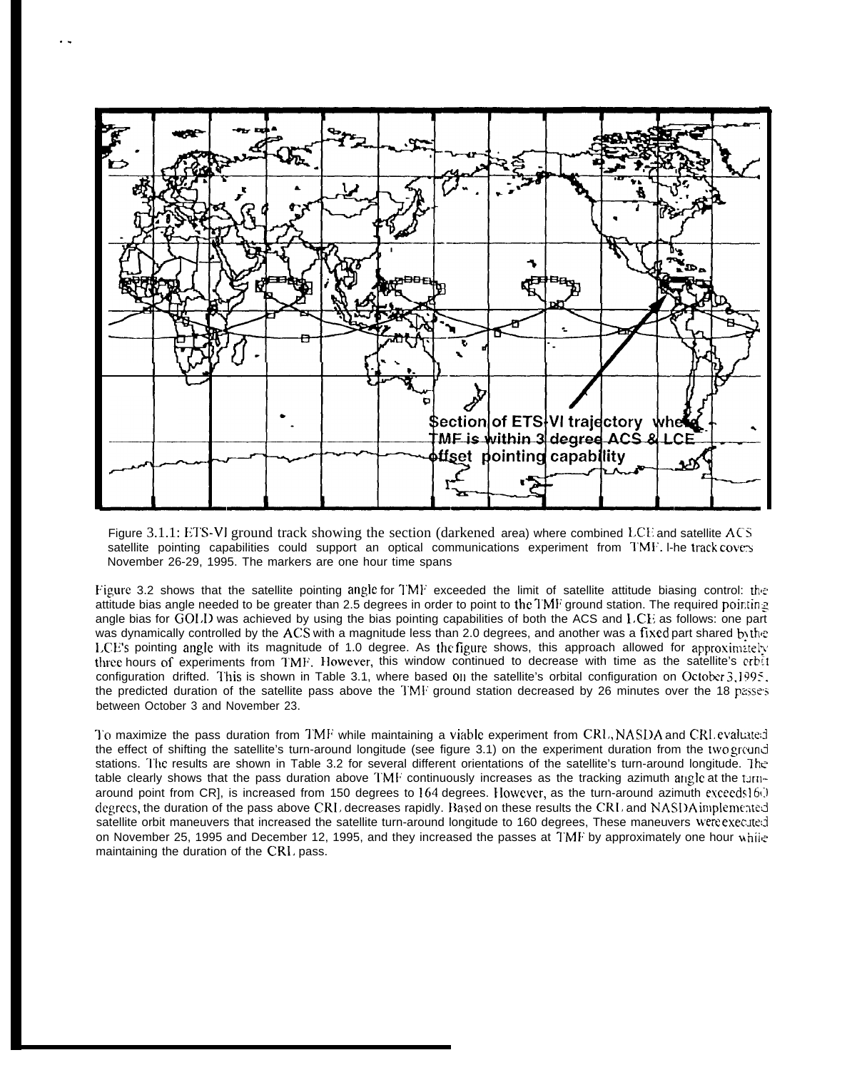Figure 3.1.1: ETS-VI ground track showing the section (darkened area) where combined LCE and satellite ACS satellite pointing capabilities could support an optical communications experiment from TMF. The track covers November 26-29, 1995. The markers are one hour time spans

Figure 3.2 shows that the satellite pointing angle for TMF exceeded the limit of satellite attitude biasing control: the attitude bias angle needed to be greater than 2.5 degrees in order to point to the TMF ground station. The required pointing angle bias for GOLD was achieved by using the bias pointing capabilities of both the ACS and LCE as follows: one part was dynamically controlled by the ACS with a magnitude less than 2.0 degrees, and another was a fixed part shared by the LCE's pointing angle with its magnitude of 1.0 degree. As the figure shows, this approach allowed for approximately three hours of experiments from TMF. However, this window continued to decrease with time as the satellite's orbit configuration drifted. This is shown in Table 3.1, where based on the satellite's orbital configuration on October 3, 1995, the predicted duration of the satellite pass above the TMF ground station decreased by 26 minutes over the 18 passes between October 3 and November 23.

To maximize the pass duration from TMF while maintaining a viable experiment from CRL, NASDA and CRL evaluated the effect of shifting the satellite's turn-around longitude (see figure 3.1) on the experiment duration from the two ground stations. The results are shown in Table 3.2 for several different orientations of the satellite's turn-around longitude. The table clearly shows that the pass duration above TMF continuously increases as the tracking azimuth angle at the turn-around point from CRL is increased from 150 degrees to 164 degrees. However, as the turn-around azimuth exceeds 160 degrees, the duration of the pass above CRL decreases rapidly. Based on these results the CRL and NASDA implemented satellite orbit maneuvers that increased the satellite turn-around longitude to 160 degrees, These maneuvers were executed on November 25, 1995 and December 12, 1995, and they increased the passes at TMF by approximately one hour while maintaining the duration of the CRL pass.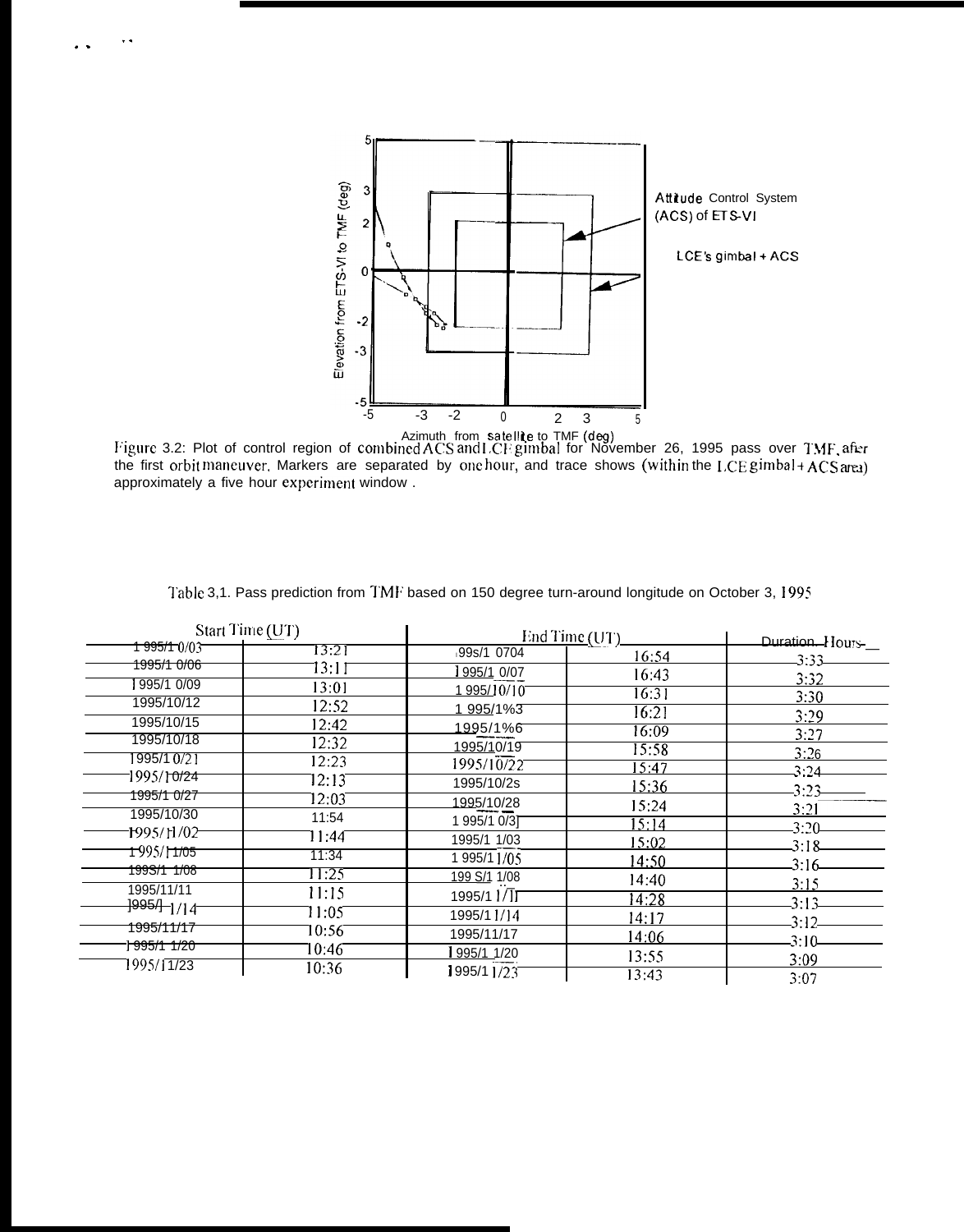Figure 3.2: Plot of control region of combined ACS and LCE gimbal for November 26, 1995 pass over TMF, after the first orbit maneuver. Markers are separated by one hour, and trace shows (within the LCE gimbal + ACS area) approximately a five hour experiment window .

Table 3,1. Pass prediction from TMF based on 150 degree turn-around longitude on October 3, 1995

| Start Time (UT) | | End Time (UT) | | Duration, Hours |
|---|---|---|---|---|
| 1995/10/03 | 13:21 | 1995/10/04 | 16:54 | 3:33 |
| 1995/10/06 | 13:11 | 1995/10/07 | 16:43 | 3:32 |
| 1995/10/09 | 13:01 | 1995/10/10 | 16:31 | 3:30 |
| 1995/10/12 | 12:52 | 1995/10/13 | 16:21 | 3:29 |
| 1995/10/15 | 12:42 | 1995/10/16 | 16:09 | 3:27 |
| 1995/10/18 | 12:32 | 1995/10/19 | 15:58 | 3:26 |
| 1995/10/21 | 12:23 | 1995/10/22 | 15:47 | 3:24 |
| 1995/10/24 | 12:13 | 1995/10/25 | 15:36 | 3:23 |
| 1995/10/27 | 12:03 | 1995/10/28 | 15:24 | 3:21 |
| 1995/10/30 | 11:54 | 1995/10/31 | 15:14 | 3:20 |
| 1995/11/02 | 11:44 | 1995/11/03 | 15:02 | 3:18 |
| 1995/11/05 | 11:34 | 1995/11/05 | 14:50 | 3:16 |
| 1995/11/08 | 11:25 | 1995/11/08 | 14:40 | 3:15 |
| 1995/11/11 | 11:15 | 1995/11/11 | 14:28 | 3:13 |
| 1995/11/14 | 11:05 | 1995/11/14 | 14:17 | 3:12 |
| 1995/11/17 | 10:56 | 1995/11/17 | 14:06 | 3:10 |
| 1995/11/20 | 10:46 | 1995/11/20 | 13:55 | 3:09 |
| 1995/11/23 | 10:36 | 1995/11/23 | 13:43 | 3:07 |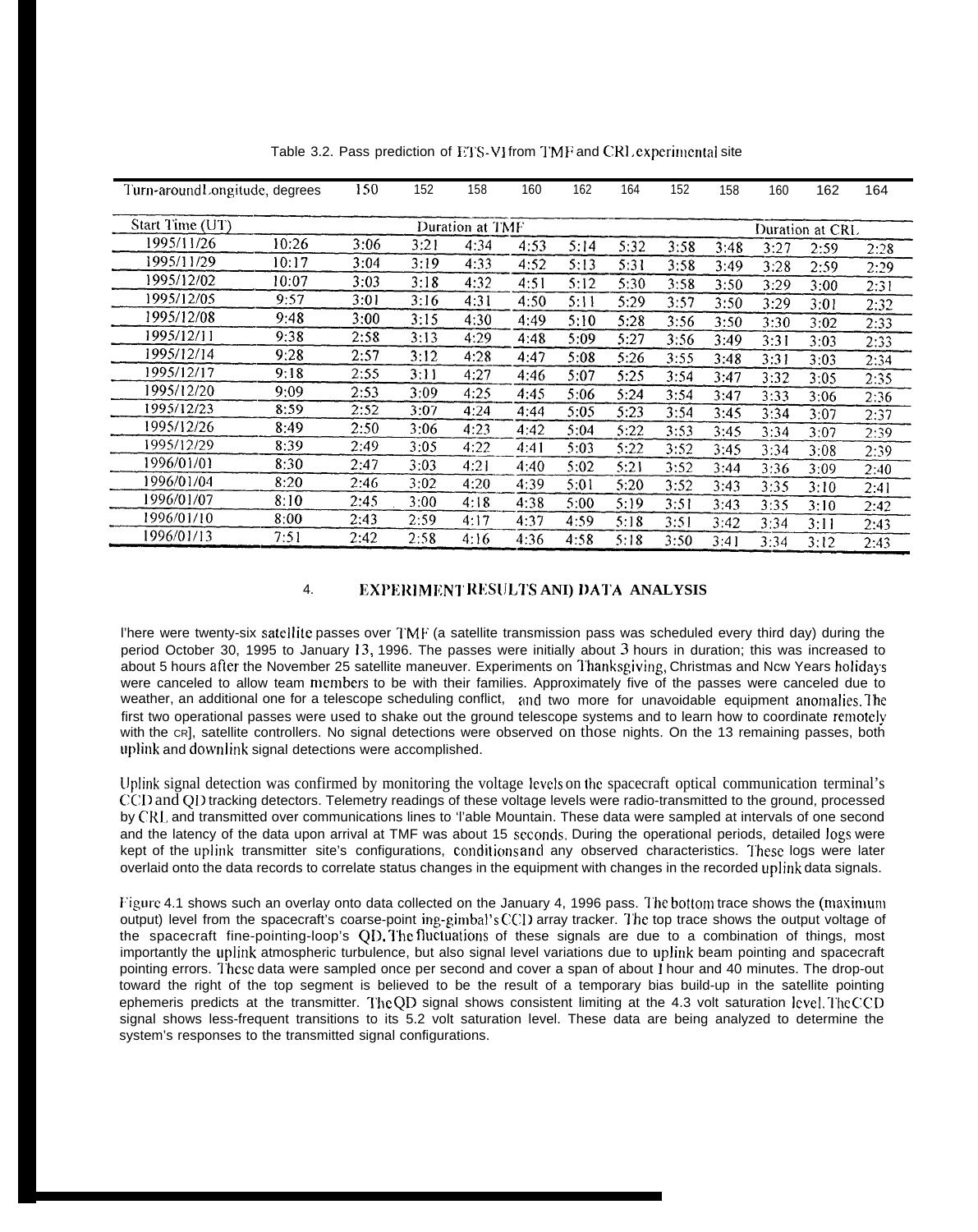Table 3.2. Pass prediction of ETS-VI from TMF and CRL experimental site

| Turn-around Longitude, degrees | | 150 | 152 | 158 | 160 | 162 | 164 | 152 | 158 | 160 | 162 | 164 |
|---|---|---|---|---|---|---|---|---|---|---|---|---|
| Start Time (UT) | | Duration at TMF | | | | | | Duration at CRL | | | | |
| 1995/11/26 | 10:26 | 3:06 | 3:21 | 4:34 | 4:53 | 5:14 | 5:32 | 3:58 | 3:48 | 3:27 | 2:59 | 2:28 |
| 1995/11/29 | 10:17 | 3:04 | 3:19 | 4:33 | 4:52 | 5:13 | 5:31 | 3:58 | 3:49 | 3:28 | 2:59 | 2:29 |
| 1995/12/02 | 10:07 | 3:03 | 3:18 | 4:32 | 4:51 | 5:12 | 5:30 | 3:58 | 3:50 | 3:29 | 3:00 | 2:31 |
| 1995/12/05 | 9:57 | 3:01 | 3:16 | 4:31 | 4:50 | 5:11 | 5:29 | 3:57 | 3:50 | 3:29 | 3:01 | 2:32 |
| 1995/12/08 | 9:48 | 3:00 | 3:15 | 4:30 | 4:49 | 5:10 | 5:28 | 3:56 | 3:50 | 3:30 | 3:02 | 2:33 |
| 1995/12/11 | 9:38 | 2:58 | 3:13 | 4:29 | 4:48 | 5:09 | 5:27 | 3:56 | 3:49 | 3:31 | 3:03 | 2:33 |
| 1995/12/14 | 9:28 | 2:57 | 3:12 | 4:28 | 4:47 | 5:08 | 5:26 | 3:55 | 3:48 | 3:31 | 3:03 | 2:34 |
| 1995/12/17 | 9:18 | 2:55 | 3:11 | 4:27 | 4:46 | 5:07 | 5:25 | 3:54 | 3:47 | 3:32 | 3:05 | 2:35 |
| 1995/12/20 | 9:09 | 2:53 | 3:09 | 4:25 | 4:45 | 5:06 | 5:24 | 3:54 | 3:47 | 3:33 | 3:06 | 2:36 |
| 1995/12/23 | 8:59 | 2:52 | 3:07 | 4:24 | 4:44 | 5:05 | 5:23 | 3:54 | 3:45 | 3:34 | 3:07 | 2:37 |
| 1995/12/26 | 8:49 | 2:50 | 3:06 | 4:23 | 4:42 | 5:04 | 5:22 | 3:53 | 3:45 | 3:34 | 3:07 | 2:39 |
| 1995/12/29 | 8:39 | 2:49 | 3:05 | 4:22 | 4:41 | 5:03 | 5:22 | 3:52 | 3:45 | 3:34 | 3:08 | 2:39 |
| 1996/01/01 | 8:30 | 2:47 | 3:03 | 4:21 | 4:40 | 5:02 | 5:21 | 3:52 | 3:44 | 3:36 | 3:09 | 2:40 |
| 1996/01/04 | 8:20 | 2:46 | 3:02 | 4:20 | 4:39 | 5:01 | 5:20 | 3:52 | 3:43 | 3:35 | 3:10 | 2:41 |
| 1996/01/07 | 8:10 | 2:45 | 3:00 | 4:18 | 4:38 | 5:00 | 5:19 | 3:51 | 3:43 | 3:35 | 3:10 | 2:42 |
| 1996/01/10 | 8:00 | 2:43 | 2:59 | 4:17 | 4:37 | 4:59 | 5:18 | 3:51 | 3:42 | 3:34 | 3:11 | 2:43 |
| 1996/01/13 | 7:51 | 2:42 | 2:58 | 4:16 | 4:36 | 4:58 | 5:18 | 3:50 | 3:41 | 3:34 | 3:12 | 2:43 |

## 4. EXPERIMENT RESULTS AND DATA ANALYSIS

There were twenty-six satellite passes over TMF (a satellite transmission pass was scheduled every third day) during the period October 30, 1995 to January 13, 1996. The passes were initially about 3 hours in duration; this was increased to about 5 hours after the November 25 satellite maneuver. Experiments on Thanksgiving, Christmas and New Years holidays were canceled to allow team members to be with their families. Approximately five of the passes were canceled due to weather, an additional one for a telescope scheduling conflict, and two more for unavoidable equipment anomalies. The first two operational passes were used to shake out the ground telescope systems and to learn how to coordinate remotely with the CRL satellite controllers. No signal detections were observed on those nights. On the 13 remaining passes, both uplink and downlink signal detections were accomplished.

Uplink signal detection was confirmed by monitoring the voltage levels on the spacecraft optical communication terminal's CCD and QD tracking detectors. Telemetry readings of these voltage levels were radio-transmitted to the ground, processed by CRL and transmitted over communications lines to Table Mountain. These data were sampled at intervals of one second and the latency of the data upon arrival at TMF was about 15 seconds. During the operational periods, detailed logs were kept of the uplink transmitter site's configurations, conditions and any observed characteristics. These logs were later overlaid onto the data records to correlate status changes in the equipment with changes in the recorded uplink data signals.

Figure 4.1 shows such an overlay onto data collected on the January 4, 1996 pass. The bottom trace shows the (maximum output) level from the spacecraft's coarse-pointing-gimbal's CCD array tracker. The top trace shows the output voltage of the spacecraft fine-pointing-loop's QD. The fluctuations of these signals are due to a combination of things, most importantly the uplink atmospheric turbulence, but also signal level variations due to uplink beam pointing and spacecraft pointing errors. These data were sampled once per second and cover a span of about 1 hour and 40 minutes. The drop-out toward the right of the top segment is believed to be the result of a temporary bias build-up in the satellite pointing ephemeris predicts at the transmitter. The QD signal shows consistent limiting at the 4.3 volt saturation level. The CCD signal shows less-frequent transitions to its 5.2 volt saturation level. These data are being analyzed to determine the system's responses to the transmitted signal configurations.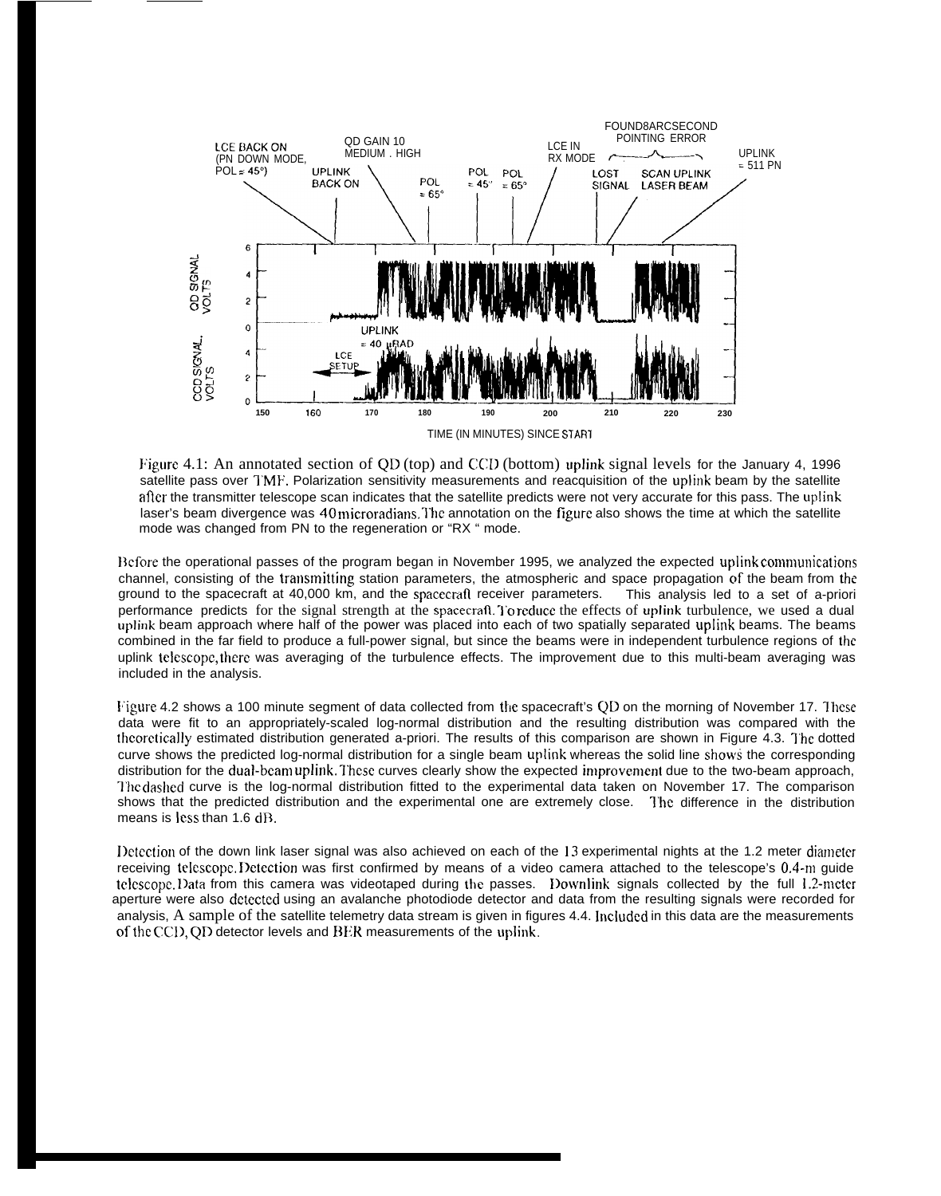Figure 4.1: An annotated section of QD (top) and CCD (bottom) uplink signal levels for the January 4, 1996 satellite pass over TMF. Polarization sensitivity measurements and reacquisition of the uplink beam by the satellite after the transmitter telescope scan indicates that the satellite predicts were not very accurate for this pass. The uplink laser's beam divergence was 40 microradians. The annotation on the figure also shows the time at which the satellite mode was changed from PN to the regeneration or "RX " mode.

Before the operational passes of the program began in November 1995, we analyzed the expected uplink communications channel, consisting of the transmitting station parameters, the atmospheric and space propagation of the beam from the ground to the spacecraft at 40,000 km, and the spacecraft receiver parameters. This analysis led to a set of a-priori performance predicts for the signal strength at the spacecraft. To reduce the effects of uplink turbulence, we used a dual uplink beam approach where half of the power was placed into each of two spatially separated uplink beams. The beams combined in the far field to produce a full-power signal, but since the beams were in independent turbulence regions of the uplink telescope, there was averaging of the turbulence effects. The improvement due to this multi-beam averaging was included in the analysis.

Figure 4.2 shows a 100 minute segment of data collected from the spacecraft's QD on the morning of November 17. These data were fit to an appropriately-scaled log-normal distribution and the resulting distribution was compared with the theoretically estimated distribution generated a-priori. The results of this comparison are shown in Figure 4.3. The dotted curve shows the predicted log-normal distribution for a single beam uplink whereas the solid line shows the corresponding distribution for the dual-beam uplink. These curves clearly show the expected improvement due to the two-beam approach, The dashed curve is the log-normal distribution fitted to the experimental data taken on November 17. The comparison shows that the predicted distribution and the experimental one are extremely close. The difference in the distribution means is less than 1.6 dB.

Detection of the down link laser signal was also achieved on each of the 13 experimental nights at the 1.2 meter diameter receiving telescope. Detection was first confirmed by means of a video camera attached to the telescope's 0.4-m guide telescope. Data from this camera was videotaped during the passes. Downlink signals collected by the full 1.2-meter aperture were also detected using an avalanche photodiode detector and data from the resulting signals were recorded for analysis, A sample of the satellite telemetry data stream is given in figures 4.4. Included in this data are the measurements of the CCD, QD detector levels and BER measurements of the uplink.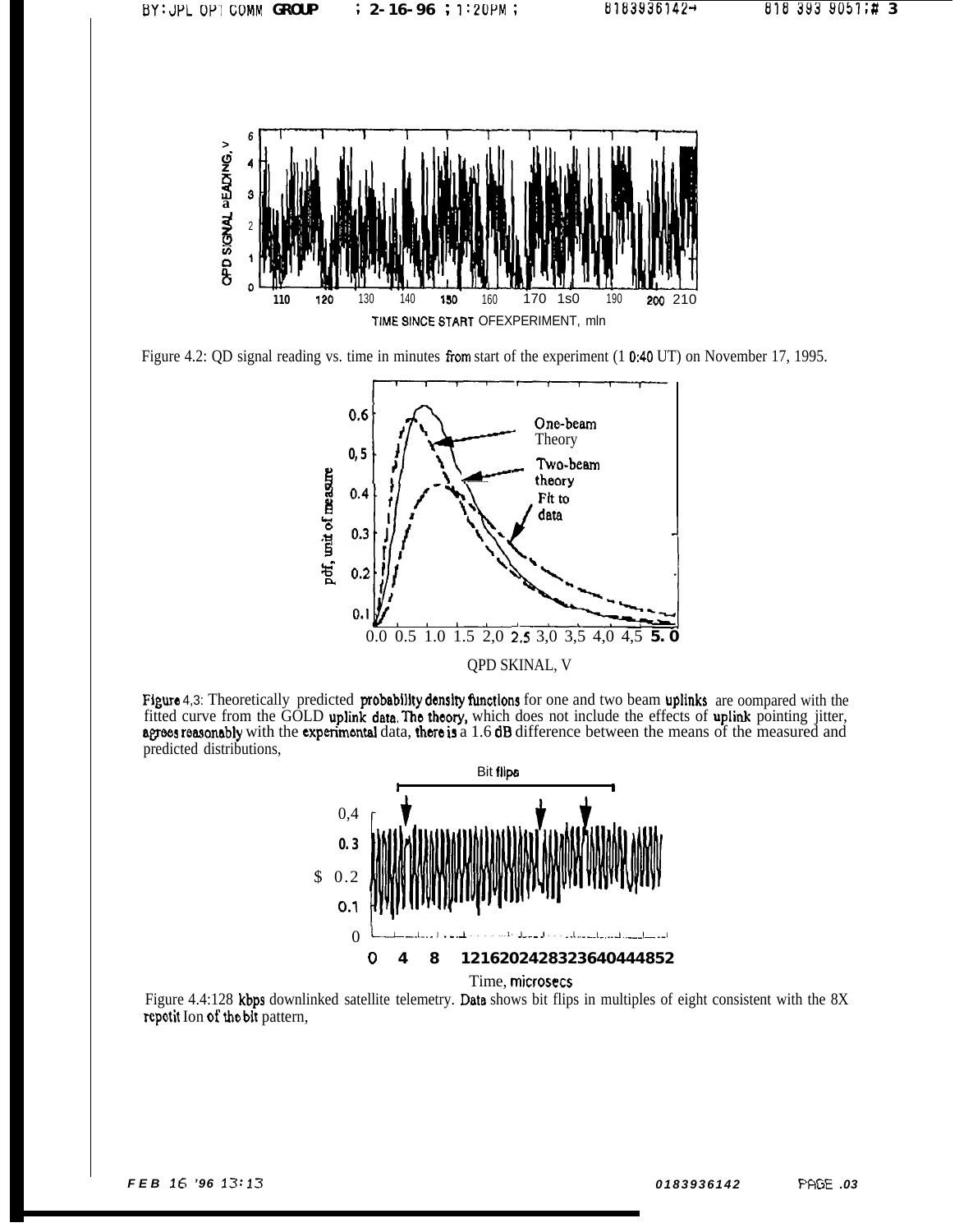Figure 4.2: QD signal reading vs. time in minutes from start of the experiment (1 0:40 UT) on November 17, 1995.

Figure 4,3: Theoretically predicted probability density functions for one and two beam uplinks are oompared with the fitted curve from the GOLD uplink data. The theory, which does not include the effects of uplink pointing jitter, agrees reasonably with the experimental data, there is a 1.6 dB difference between the means of the measured and predicted distributions,

Figure 4.4:128 kbps downlinked satellite telemetry. Data shows bit flips in multiples of eight consistent with the 8X repetit Ion of the bit pattern,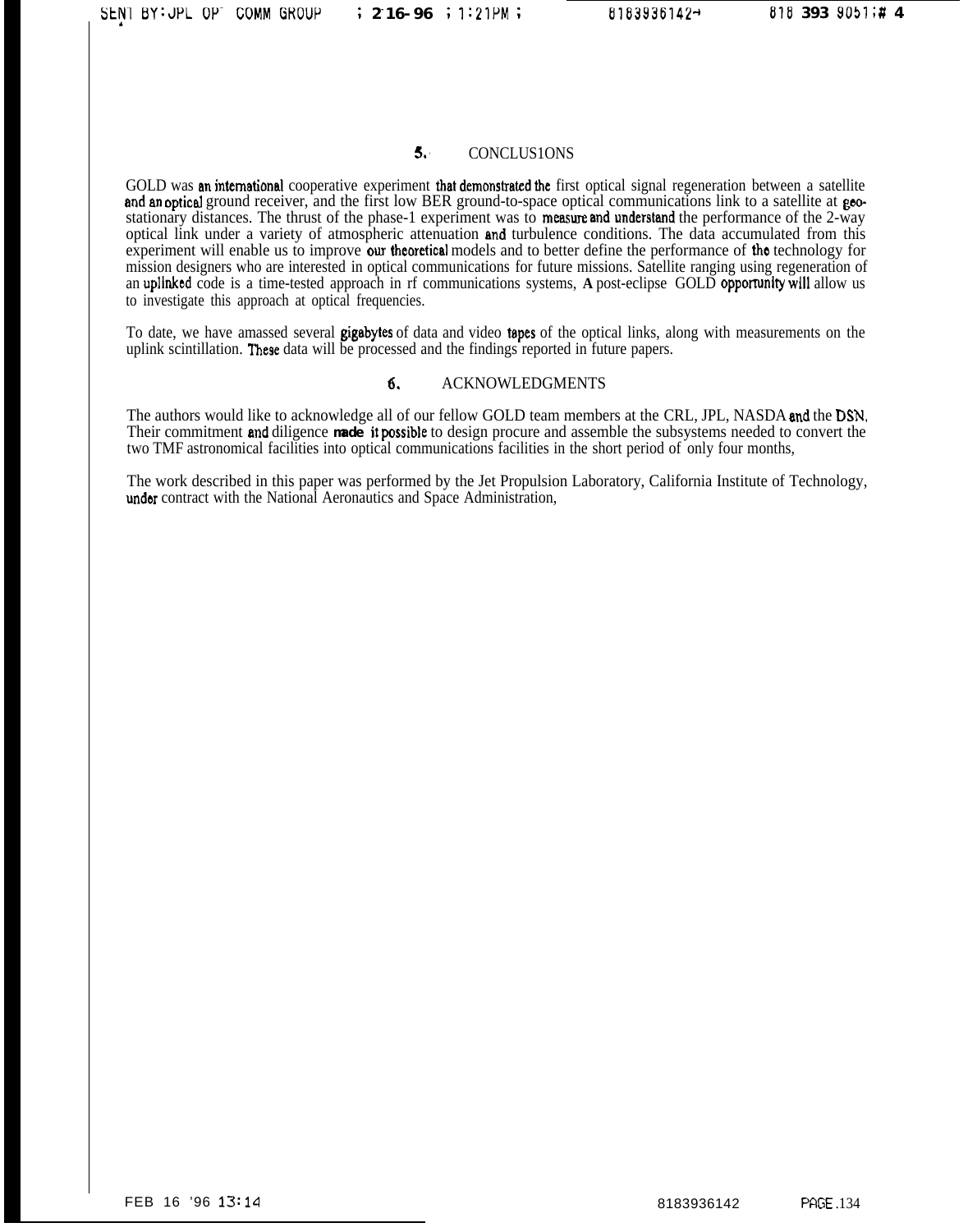## 5. CONCLUSIONS

GOLD was an international cooperative experiment that demonstrated the first optical signal regeneration between a satellite and an optical ground receiver, and the first low BER ground-to-space optical communications link to a satellite at geo-stationary distances. The thrust of the phase-1 experiment was to measure and understand the performance of the 2-way optical link under a variety of atmospheric attenuation and turbulence conditions. The data accumulated from this experiment will enable us to improve our theoretical models and to better define the performance of the technology for mission designers who are interested in optical communications for future missions. Satellite ranging using regeneration of an uplinked code is a time-tested approach in rf communications systems, A post-eclipse GOLD opportunity will allow us to investigate this approach at optical frequencies.

To date, we have amassed several gigabytes of data and video tapes of the optical links, along with measurements on the uplink scintillation. These data will be processed and the findings reported in future papers.

## 6. ACKNOWLEDGMENTS

The authors would like to acknowledge all of our fellow GOLD team members at the CRL, JPL, NASDA and the DSN, Their commitment and diligence made it possible to design procure and assemble the subsystems needed to convert the two TMF astronomical facilities into optical communications facilities in the short period of only four months,

The work described in this paper was performed by the Jet Propulsion Laboratory, California Institute of Technology, under contract with the National Aeronautics and Space Administration,